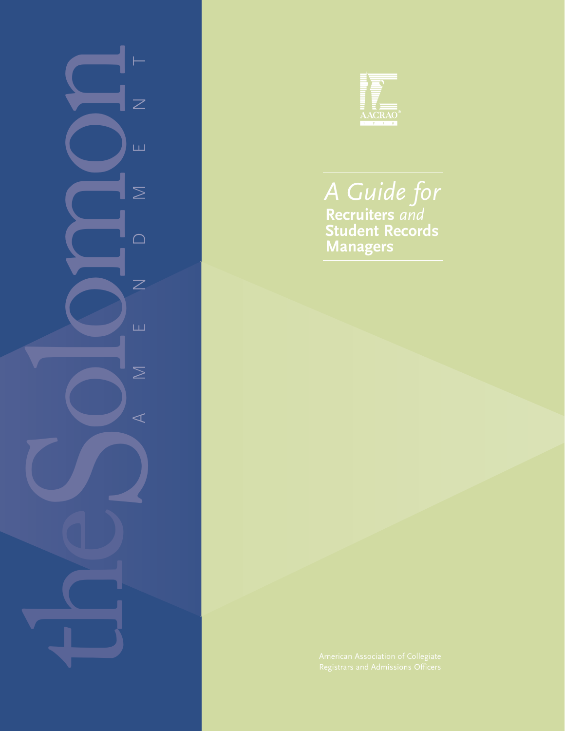# the Solomon Amendment

AACRAO

## *A Guide for* Recruiters *and* Student Records Managers

American Association of Collegiate Registrars and Admissions Officers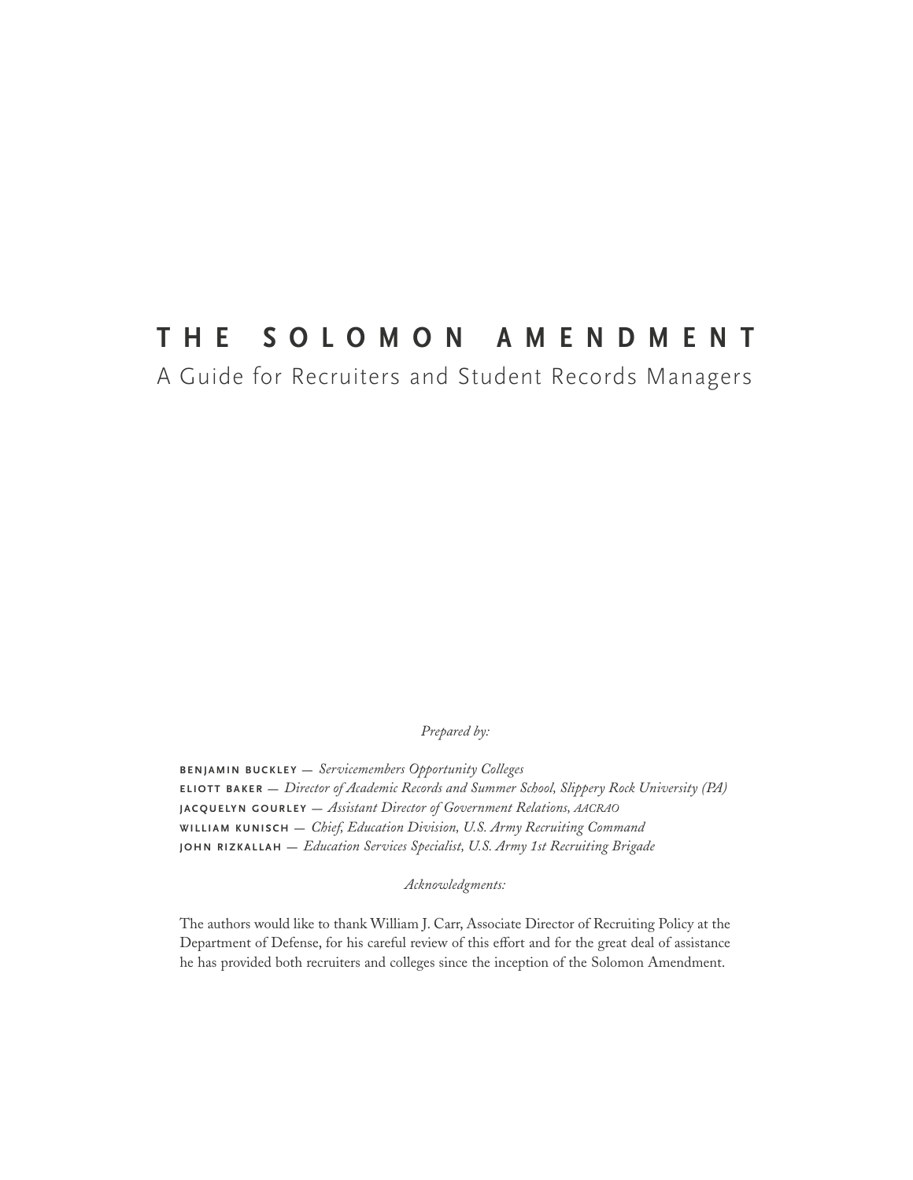# THE SOLOMON AMENDMENT

## A Guide for Recruiters and Student Records Managers

*Prepared by:*

**BENJAMIN BUCKLEY** — *Servicemembers Opportunity Colleges*
**ELIOTT BAKER** — *Director of Academic Records and Summer School, Slippery Rock University (PA)*
**JACQUELYN GOURLEY** — *Assistant Director of Government Relations, AACRAO*
**WILLIAM KUNISCH** — *Chief, Education Division, U.S. Army Recruiting Command*
**JOHN RIZKALLAH** — *Education Services Specialist, U.S. Army 1st Recruiting Brigade*

*Acknowledgments:*

The authors would like to thank William J. Carr, Associate Director of Recruiting Policy at the Department of Defense, for his careful review of this effort and for the great deal of assistance he has provided both recruiters and colleges since the inception of the Solomon Amendment.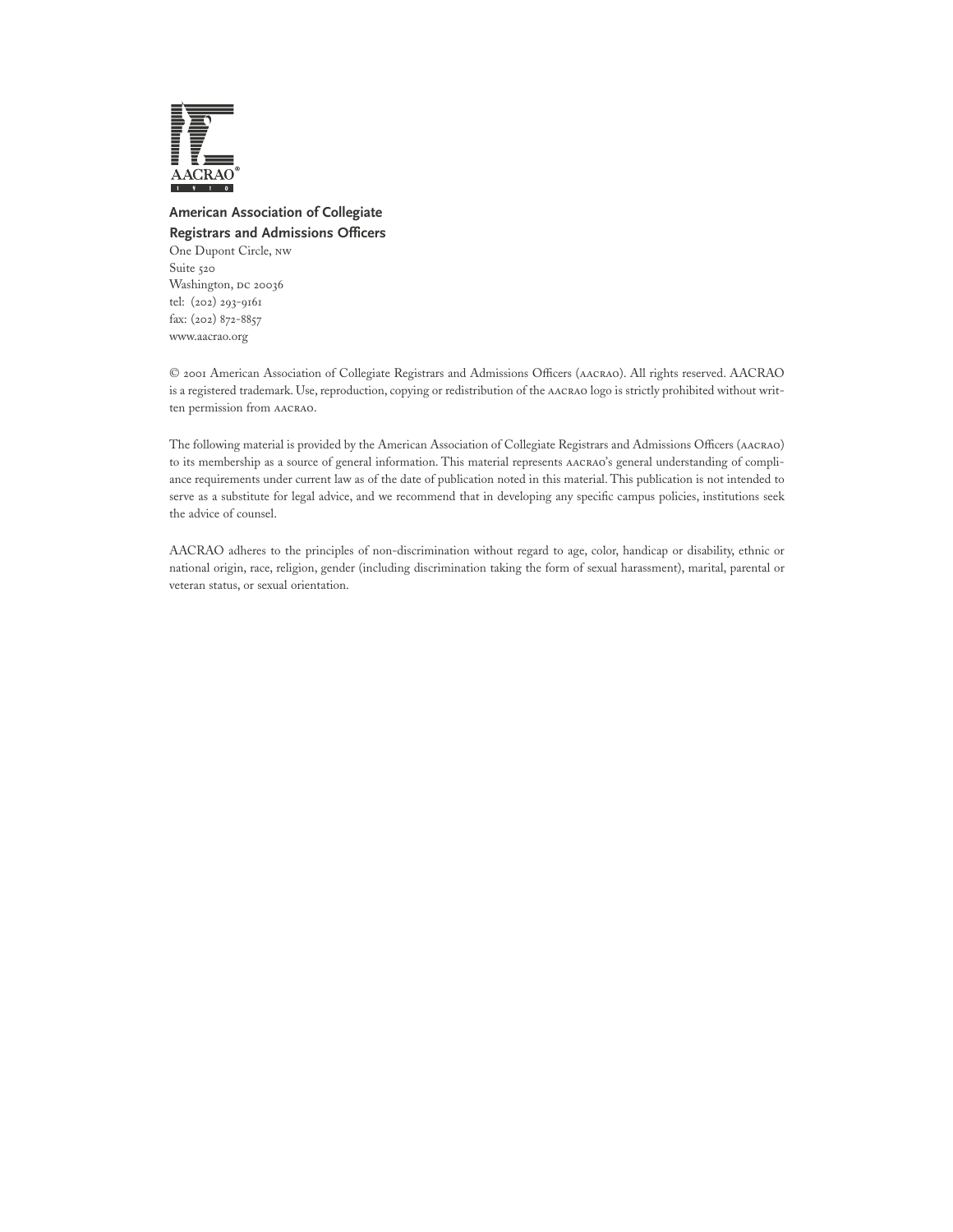AACRAO®

**American Association of Collegiate Registrars and Admissions Officers**

One Dupont Circle, NW
Suite 520
Washington, DC 20036
tel: (202) 293-9161
fax: (202) 872-8857
www.aacrao.org

© 2001 American Association of Collegiate Registrars and Admissions Officers (AACRAO). All rights reserved. AACRAO is a registered trademark. Use, reproduction, copying or redistribution of the AACRAO logo is strictly prohibited without written permission from AACRAO.

The following material is provided by the American Association of Collegiate Registrars and Admissions Officers (AACRAO) to its membership as a source of general information. This material represents AACRAO's general understanding of compliance requirements under current law as of the date of publication noted in this material. This publication is not intended to serve as a substitute for legal advice, and we recommend that in developing any specific campus policies, institutions seek the advice of counsel.

AACRAO adheres to the principles of non-discrimination without regard to age, color, handicap or disability, ethnic or national origin, race, religion, gender (including discrimination taking the form of sexual harassment), marital, parental or veteran status, or sexual orientation.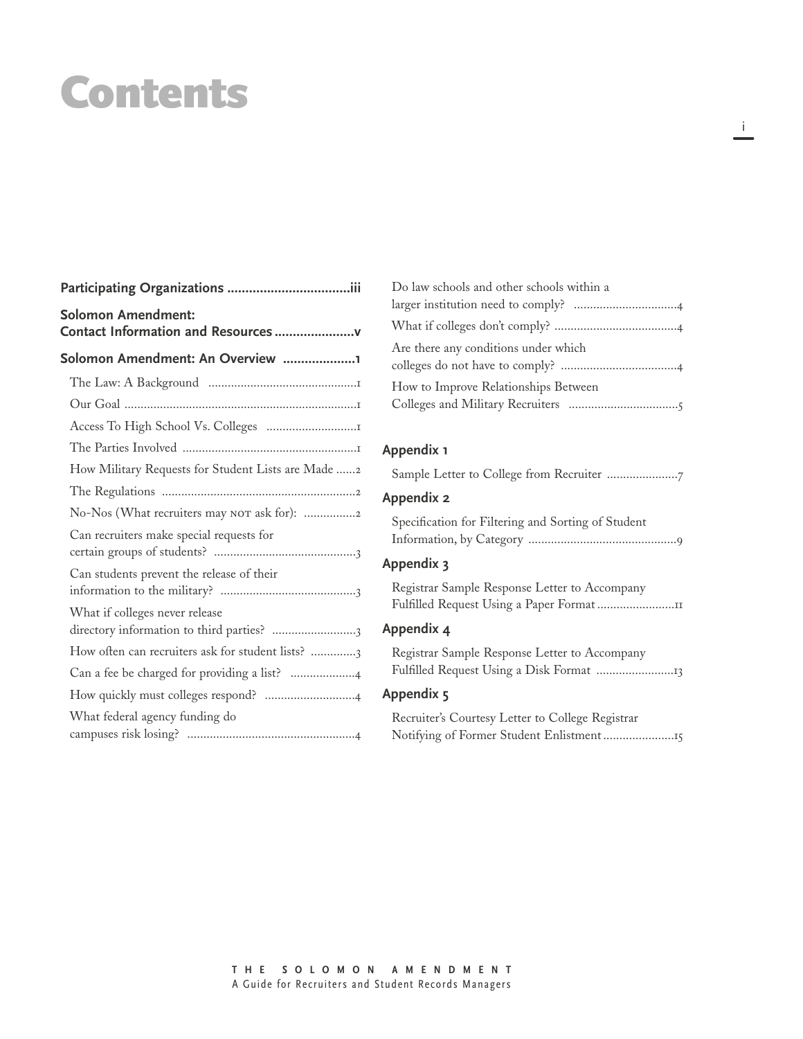# Contents

**Participating Organizations ..................................iii**

**Solomon Amendment: Contact Information and Resources ......................v**

**Solomon Amendment: An Overview ....................1**

- The Law: A Background ..............................................1
- Our Goal ........................................................................1
- Access To High School Vs. Colleges ............................1
- The Parties Involved ......................................................1
- How Military Requests for Student Lists are Made ......2
- The Regulations ............................................................2
- No-Nos (What recruiters may NOT ask for): ................2
- Can recruiters make special requests for certain groups of students? ............................................3
- Can students prevent the release of their information to the military? ..........................................3
- What if colleges never release directory information to third parties? ..........................3
- How often can recruiters ask for student lists? ..............3
- Can a fee be charged for providing a list? ....................4
- How quickly must colleges respond? ............................4
- What federal agency funding do campuses risk losing? ....................................................4
- Do law schools and other schools within a larger institution need to comply? ................................4
- What if colleges don't comply? ......................................4
- Are there any conditions under which colleges do not have to comply? ....................................4
- How to Improve Relationships Between Colleges and Military Recruiters ..................................5

**Appendix 1**

- Sample Letter to College from Recruiter ......................7

**Appendix 2**

- Specification for Filtering and Sorting of Student Information, by Category ..............................................9

**Appendix 3**

- Registrar Sample Response Letter to Accompany Fulfilled Request Using a Paper Format ........................11

**Appendix 4**

- Registrar Sample Response Letter to Accompany Fulfilled Request Using a Disk Format ........................13

**Appendix 5**

- Recruiter's Courtesy Letter to College Registrar Notifying of Former Student Enlistment ......................15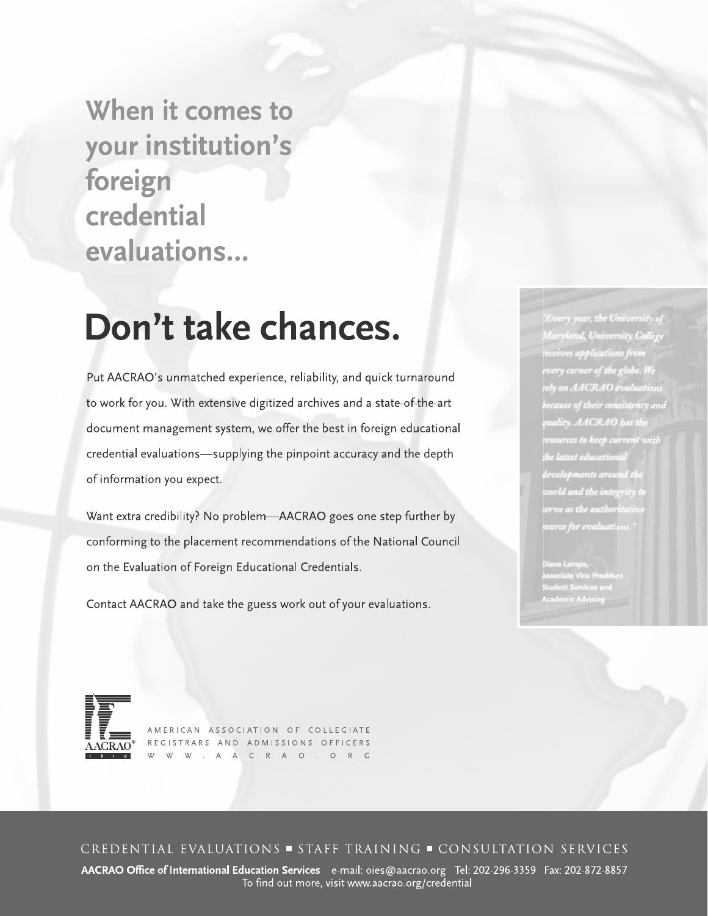## When it comes to your institution's foreign credential evaluations...

# Don't take chances.

Put AACRAO's unmatched experience, reliability, and quick turnaround to work for you. With extensive digitized archives and a state-of-the-art document management system, we offer the best in foreign educational credential evaluations—supplying the pinpoint accuracy and the depth of information you expect.

Want extra credibility? No problem—AACRAO goes one step further by conforming to the placement recommendations of the National Council on the Evaluation of Foreign Educational Credentials.

Contact AACRAO and take the guess work out of your evaluations.

*"Every year, the University of Maryland, University College receives applications from every corner of the globe. We rely on AACRAO evaluations because of their consistency and quality. AACRAO has the resources to keep current with the latest educational developments around the world and the integrity to serve as the authoritative source for evaluations."*

Diane Lampe,
Associate Vice President
Student Services and
Academic Advising

AACRAO® 1910

AMERICAN ASSOCIATION OF COLLEGIATE REGISTRARS AND ADMISSIONS OFFICERS
WWW.AACRAO.ORG

CREDENTIAL EVALUATIONS ■ STAFF TRAINING ■ CONSULTATION SERVICES

**AACRAO Office of International Education Services** e-mail: oies@aacrao.org Tel: 202-296-3359 Fax: 202-872-8857
To find out more, visit www.aacrao.org/credential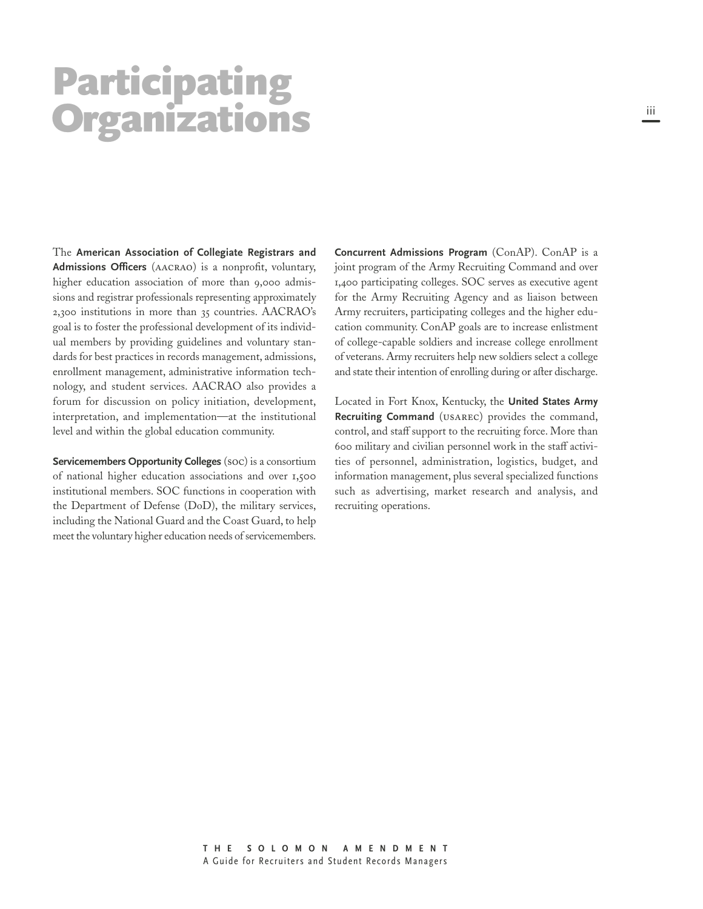# Participating Organizations

The **American Association of Collegiate Registrars and Admissions Officers** (AACRAO) is a nonprofit, voluntary, higher education association of more than 9,000 admissions and registrar professionals representing approximately 2,300 institutions in more than 35 countries. AACRAO's goal is to foster the professional development of its individual members by providing guidelines and voluntary standards for best practices in records management, admissions, enrollment management, administrative information technology, and student services. AACRAO also provides a forum for discussion on policy initiation, development, interpretation, and implementation—at the institutional level and within the global education community.

**Servicemembers Opportunity Colleges** (SOC) is a consortium of national higher education associations and over 1,500 institutional members. SOC functions in cooperation with the Department of Defense (DoD), the military services, including the National Guard and the Coast Guard, to help meet the voluntary higher education needs of servicemembers.

**Concurrent Admissions Program** (ConAP). ConAP is a joint program of the Army Recruiting Command and over 1,400 participating colleges. SOC serves as executive agent for the Army Recruiting Agency and as liaison between Army recruiters, participating colleges and the higher education community. ConAP goals are to increase enlistment of college-capable soldiers and increase college enrollment of veterans. Army recruiters help new soldiers select a college and state their intention of enrolling during or after discharge.

Located in Fort Knox, Kentucky, the **United States Army Recruiting Command** (USAREC) provides the command, control, and staff support to the recruiting force. More than 600 military and civilian personnel work in the staff activities of personnel, administration, logistics, budget, and information management, plus several specialized functions such as advertising, market research and analysis, and recruiting operations.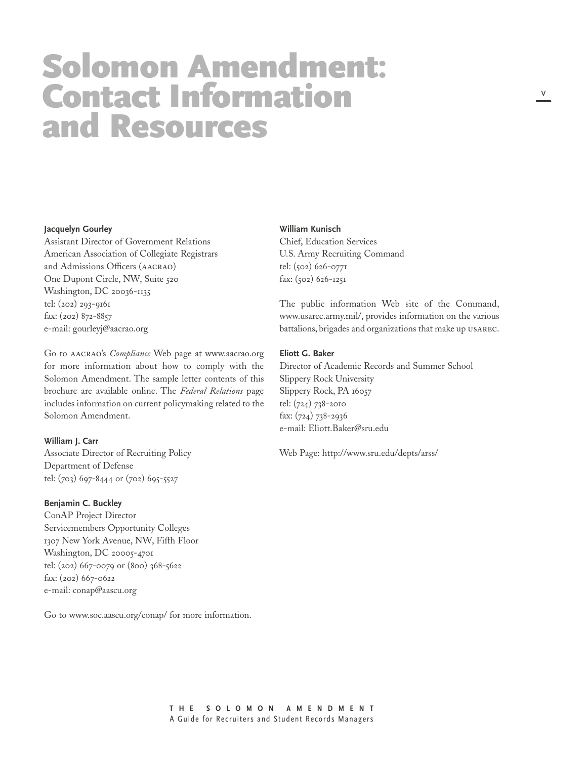# Solomon Amendment: Contact Information and Resources

**Jacquelyn Gourley**
Assistant Director of Government Relations
American Association of Collegiate Registrars and Admissions Officers (AACRAO)
One Dupont Circle, NW, Suite 520
Washington, DC 20036-1135
tel: (202) 293-9161
fax: (202) 872-8857
e-mail: gourleyj@aacrao.org

Go to AACRAO's *Compliance* Web page at www.aacrao.org for more information about how to comply with the Solomon Amendment. The sample letter contents of this brochure are available online. The *Federal Relations* page includes information on current policymaking related to the Solomon Amendment.

**William J. Carr**
Associate Director of Recruiting Policy
Department of Defense
tel: (703) 697-8444 or (702) 695-5527

**Benjamin C. Buckley**
ConAP Project Director
Servicemembers Opportunity Colleges
1307 New York Avenue, NW, Fifth Floor
Washington, DC 20005-4701
tel: (202) 667-0079 or (800) 368-5622
fax: (202) 667-0622
e-mail: conap@aascu.org

Go to www.soc.aascu.org/conap/ for more information.

**William Kunisch**
Chief, Education Services
U.S. Army Recruiting Command
tel: (502) 626-0771
fax: (502) 626-1251

The public information Web site of the Command, www.usarec.army.mil/, provides information on the various battalions, brigades and organizations that make up USAREC.

**Eliott G. Baker**
Director of Academic Records and Summer School
Slippery Rock University
Slippery Rock, PA 16057
tel: (724) 738-2010
fax: (724) 738-2936
e-mail: Eliott.Baker@sru.edu

Web Page: http://www.sru.edu/depts/arss/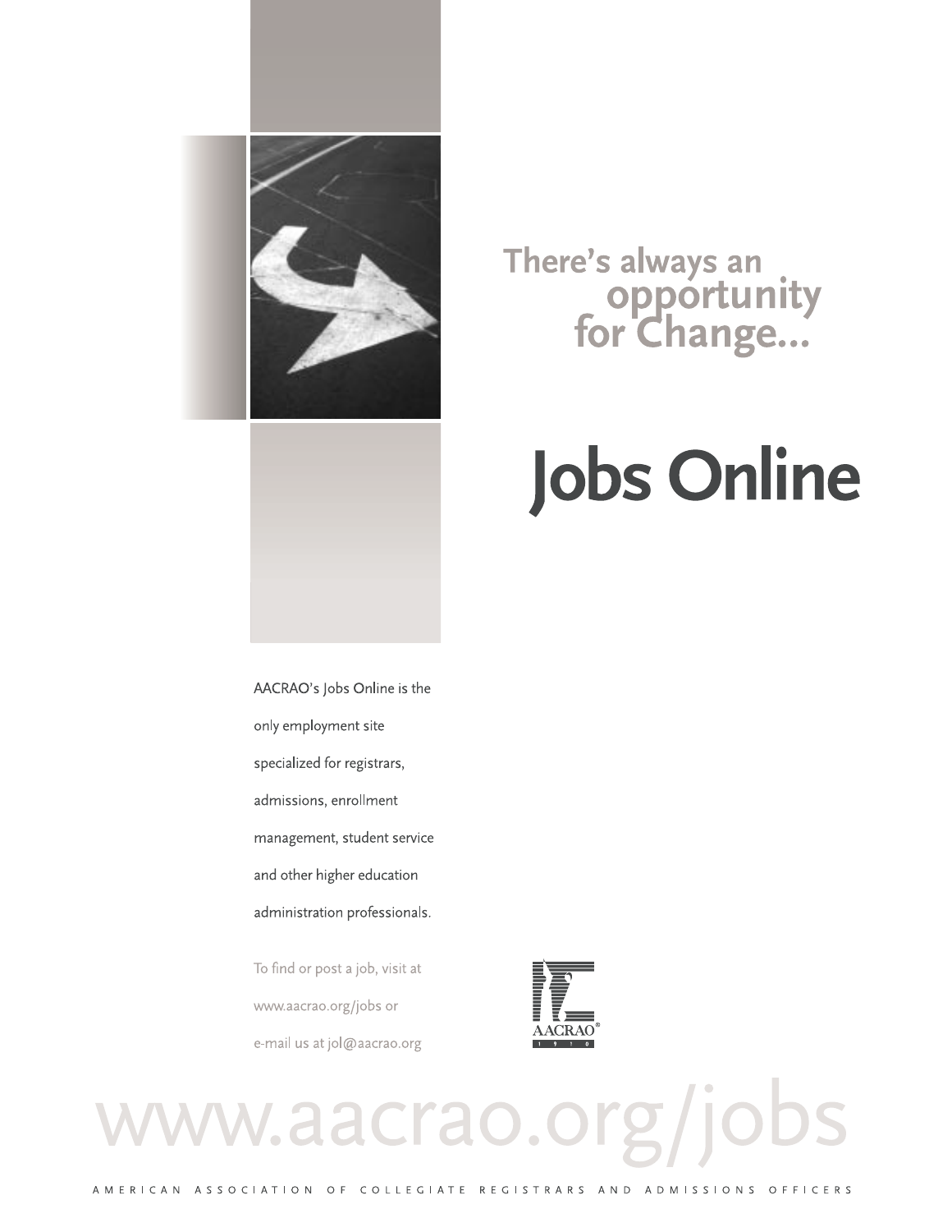There's always an opportunity for Change...

# Jobs Online

AACRAO's Jobs Online is the only employment site specialized for registrars, admissions, enrollment management, student service and other higher education administration professionals.

To find or post a job, visit at www.aacrao.org/jobs or e-mail us at jol@aacrao.org

AACRAO 1910

www.aacrao.org/jobs

AMERICAN ASSOCIATION OF COLLEGIATE REGISTRARS AND ADMISSIONS OFFICERS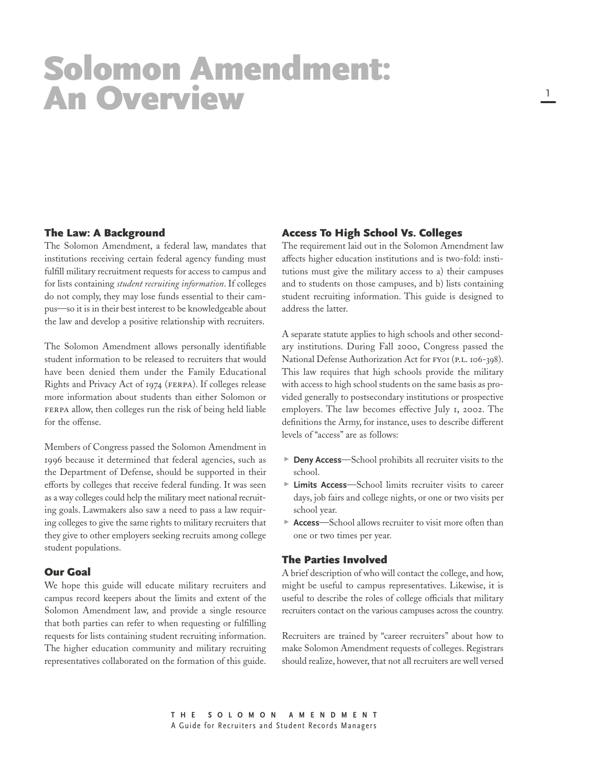# Solomon Amendment: An Overview

## The Law: A Background

The Solomon Amendment, a federal law, mandates that institutions receiving certain federal agency funding must fulfill military recruitment requests for access to campus and for lists containing *student recruiting information*. If colleges do not comply, they may lose funds essential to their campus—so it is in their best interest to be knowledgeable about the law and develop a positive relationship with recruiters.

The Solomon Amendment allows personally identifiable student information to be released to recruiters that would have been denied them under the Family Educational Rights and Privacy Act of 1974 (FERPA). If colleges release more information about students than either Solomon or FERPA allow, then colleges run the risk of being held liable for the offense.

Members of Congress passed the Solomon Amendment in 1996 because it determined that federal agencies, such as the Department of Defense, should be supported in their efforts by colleges that receive federal funding. It was seen as a way colleges could help the military meet national recruiting goals. Lawmakers also saw a need to pass a law requiring colleges to give the same rights to military recruiters that they give to other employers seeking recruits among college student populations.

## Our Goal

We hope this guide will educate military recruiters and campus record keepers about the limits and extent of the Solomon Amendment law, and provide a single resource that both parties can refer to when requesting or fulfilling requests for lists containing student recruiting information. The higher education community and military recruiting representatives collaborated on the formation of this guide.

## Access To High School Vs. Colleges

The requirement laid out in the Solomon Amendment law affects higher education institutions and is two-fold: institutions must give the military access to a) their campuses and to students on those campuses, and b) lists containing student recruiting information. This guide is designed to address the latter.

A separate statute applies to high schools and other secondary institutions. During Fall 2000, Congress passed the National Defense Authorization Act for FY01 (P.L. 106-398). This law requires that high schools provide the military with access to high school students on the same basis as provided generally to postsecondary institutions or prospective employers. The law becomes effective July 1, 2002. The definitions the Army, for instance, uses to describe different levels of "access" are as follows:

- **Deny Access**—School prohibits all recruiter visits to the school.
- **Limits Access**—School limits recruiter visits to career days, job fairs and college nights, or one or two visits per school year.
- **Access**—School allows recruiter to visit more often than one or two times per year.

## The Parties Involved

A brief description of who will contact the college, and how, might be useful to campus representatives. Likewise, it is useful to describe the roles of college officials that military recruiters contact on the various campuses across the country.

Recruiters are trained by "career recruiters" about how to make Solomon Amendment requests of colleges. Registrars should realize, however, that not all recruiters are well versed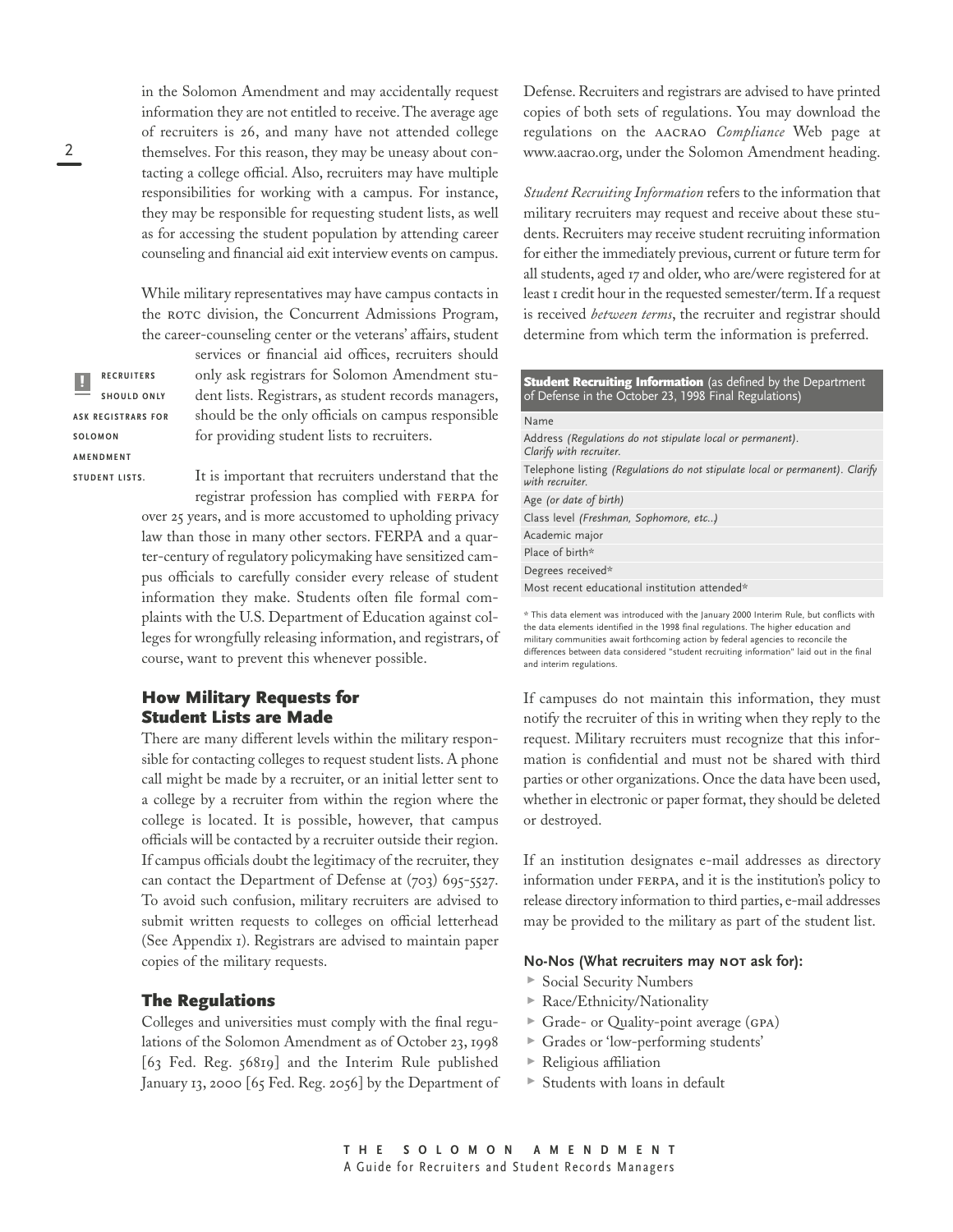in the Solomon Amendment and may accidentally request information they are not entitled to receive. The average age of recruiters is 26, and many have not attended college themselves. For this reason, they may be uneasy about contacting a college official. Also, recruiters may have multiple responsibilities for working with a campus. For instance, they may be responsible for requesting student lists, as well as for accessing the student population by attending career counseling and financial aid exit interview events on campus.

While military representatives may have campus contacts in the ROTC division, the Concurrent Admissions Program, the career-counseling center or the veterans' affairs, student services or financial aid offices, recruiters should only ask registrars for Solomon Amendment student lists. Registrars, as student records managers, should be the only officials on campus responsible for providing student lists to recruiters.

**RECRUITERS SHOULD ONLY ASK REGISTRARS FOR SOLOMON AMENDMENT STUDENT LISTS.**

It is important that recruiters understand that the registrar profession has complied with FERPA for over 25 years, and is more accustomed to upholding privacy law than those in many other sectors. FERPA and a quarter-century of regulatory policymaking have sensitized campus officials to carefully consider every release of student information they make. Students often file formal complaints with the U.S. Department of Education against colleges for wrongfully releasing information, and registrars, of course, want to prevent this whenever possible.

## How Military Requests for Student Lists are Made

There are many different levels within the military responsible for contacting colleges to request student lists. A phone call might be made by a recruiter, or an initial letter sent to a college by a recruiter from within the region where the college is located. It is possible, however, that campus officials will be contacted by a recruiter outside their region. If campus officials doubt the legitimacy of the recruiter, they can contact the Department of Defense at (703) 695-5527. To avoid such confusion, military recruiters are advised to submit written requests to colleges on official letterhead (See Appendix 1). Registrars are advised to maintain paper copies of the military requests.

## The Regulations

Colleges and universities must comply with the final regulations of the Solomon Amendment as of October 23, 1998 [63 Fed. Reg. 56819] and the Interim Rule published January 13, 2000 [65 Fed. Reg. 2056] by the Department of Defense. Recruiters and registrars are advised to have printed copies of both sets of regulations. You may download the regulations on the AACRAO *Compliance* Web page at www.aacrao.org, under the Solomon Amendment heading.

*Student Recruiting Information* refers to the information that military recruiters may request and receive about these students. Recruiters may receive student recruiting information for either the immediately previous, current or future term for all students, aged 17 and older, who are/were registered for at least 1 credit hour in the requested semester/term. If a request is received *between terms*, the recruiter and registrar should determine from which term the information is preferred.

| **Student Recruiting Information** (as defined by the Department of Defense in the October 23, 1998 Final Regulations) |
|---|
| Name |
| Address *(Regulations do not stipulate local or permanent). Clarify with recruiter.* |
| Telephone listing *(Regulations do not stipulate local or permanent). Clarify with recruiter.* |
| Age *(or date of birth)* |
| Class level *(Freshman, Sophomore, etc..)* |
| Academic major |
| Place of birth* |
| Degrees received* |
| Most recent educational institution attended* |

\* This data element was introduced with the January 2000 Interim Rule, but conflicts with the data elements identified in the 1998 final regulations. The higher education and military communities await forthcoming action by federal agencies to reconcile the differences between data considered "student recruiting information" laid out in the final and interim regulations.

If campuses do not maintain this information, they must notify the recruiter of this in writing when they reply to the request. Military recruiters must recognize that this information is confidential and must not be shared with third parties or other organizations. Once the data have been used, whether in electronic or paper format, they should be deleted or destroyed.

If an institution designates e-mail addresses as directory information under FERPA, and it is the institution's policy to release directory information to third parties, e-mail addresses may be provided to the military as part of the student list.

**No-Nos (What recruiters may NOT ask for):**

- Social Security Numbers
- Race/Ethnicity/Nationality
- Grade- or Quality-point average (GPA)
- Grades or 'low-performing students'
- Religious affiliation
- Students with loans in default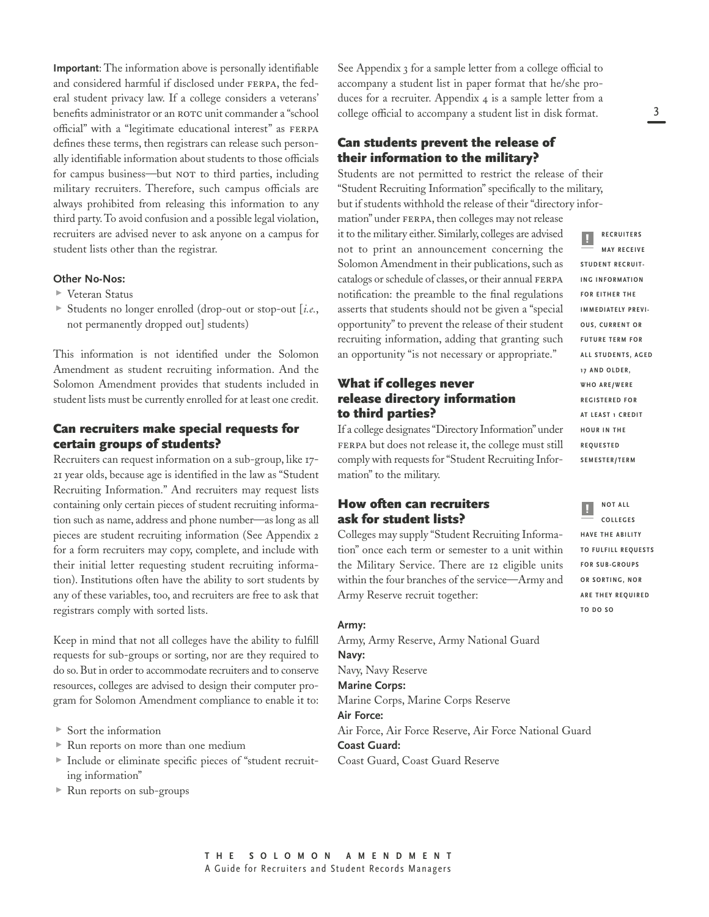**Important**: The information above is personally identifiable and considered harmful if disclosed under FERPA, the federal student privacy law. If a college considers a veterans' benefits administrator or an ROTC unit commander a "school official" with a "legitimate educational interest" as FERPA defines these terms, then registrars can release such personally identifiable information about students to those officials for campus business—but NOT to third parties, including military recruiters. Therefore, such campus officials are always prohibited from releasing this information to any third party. To avoid confusion and a possible legal violation, recruiters are advised never to ask anyone on a campus for student lists other than the registrar.

**Other No-Nos:**

- Veteran Status
- Students no longer enrolled (drop-out or stop-out [*i.e.*, not permanently dropped out] students)

This information is not identified under the Solomon Amendment as student recruiting information. And the Solomon Amendment provides that students included in student lists must be currently enrolled for at least one credit.

## Can recruiters make special requests for certain groups of students?

Recruiters can request information on a sub-group, like 17-21 year olds, because age is identified in the law as "Student Recruiting Information." And recruiters may request lists containing only certain pieces of student recruiting information such as name, address and phone number—as long as all pieces are student recruiting information (See Appendix 2 for a form recruiters may copy, complete, and include with their initial letter requesting student recruiting information). Institutions often have the ability to sort students by any of these variables, too, and recruiters are free to ask that registrars comply with sorted lists.

Keep in mind that not all colleges have the ability to fulfill requests for sub-groups or sorting, nor are they required to do so. But in order to accommodate recruiters and to conserve resources, colleges are advised to design their computer program for Solomon Amendment compliance to enable it to:

- Sort the information
- Run reports on more than one medium
- Include or eliminate specific pieces of "student recruiting information"
- Run reports on sub-groups

See Appendix 3 for a sample letter from a college official to accompany a student list in paper format that he/she produces for a recruiter. Appendix 4 is a sample letter from a college official to accompany a student list in disk format.

## Can students prevent the release of their information to the military?

Students are not permitted to restrict the release of their "Student Recruiting Information" specifically to the military, but if students withhold the release of their "directory information" under FERPA, then colleges may not release it to the military either. Similarly, colleges are advised not to print an announcement concerning the Solomon Amendment in their publications, such as catalogs or schedule of classes, or their annual FERPA notification: the preamble to the final regulations asserts that students should not be given a "special opportunity" to prevent the release of their student recruiting information, adding that granting such an opportunity "is not necessary or appropriate."

> **!** RECRUITERS MAY RECEIVE STUDENT RECRUITING INFORMATION FOR EITHER THE IMMEDIATELY PREVIOUS, CURRENT OR FUTURE TERM FOR ALL STUDENTS, AGED 17 AND OLDER, WHO ARE/WERE REGISTERED FOR AT LEAST 1 CREDIT HOUR IN THE REQUESTED SEMESTER/TERM

## What if colleges never release directory information to third parties?

If a college designates "Directory Information" under FERPA but does not release it, the college must still comply with requests for "Student Recruiting Information" to the military.

## How often can recruiters ask for student lists?

Colleges may supply "Student Recruiting Information" once each term or semester to a unit within the Military Service. There are 12 eligible units within the four branches of the service—Army and Army Reserve recruit together:

> **!** NOT ALL COLLEGES HAVE THE ABILITY TO FULFILL REQUESTS FOR SUB-GROUPS OR SORTING, NOR ARE THEY REQUIRED TO DO SO

**Army:**
Army, Army Reserve, Army National Guard

**Navy:**
Navy, Navy Reserve

**Marine Corps:**
Marine Corps, Marine Corps Reserve

**Air Force:**
Air Force, Air Force Reserve, Air Force National Guard

**Coast Guard:**
Coast Guard, Coast Guard Reserve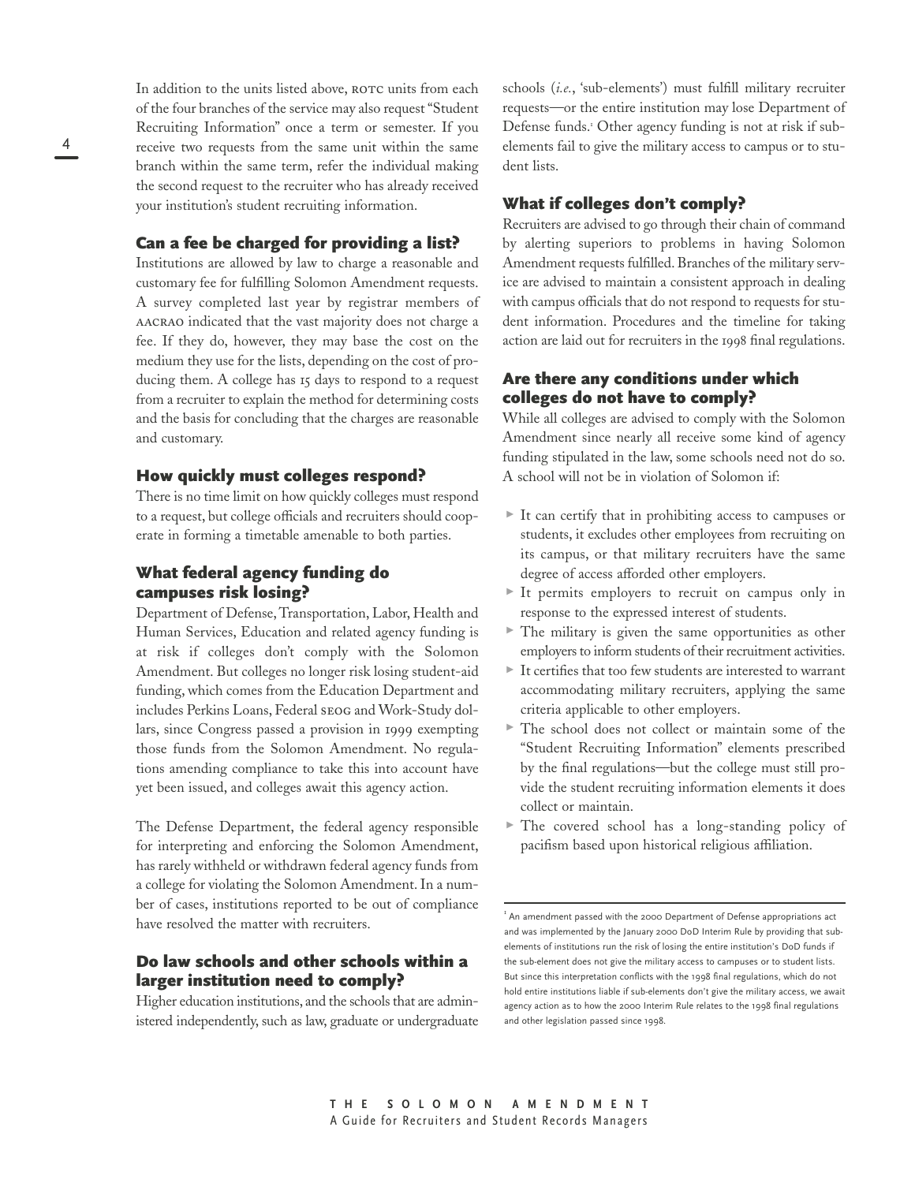In addition to the units listed above, ROTC units from each of the four branches of the service may also request "Student Recruiting Information" once a term or semester. If you receive two requests from the same unit within the same branch within the same term, refer the individual making the second request to the recruiter who has already received your institution's student recruiting information.

### Can a fee be charged for providing a list?

Institutions are allowed by law to charge a reasonable and customary fee for fulfilling Solomon Amendment requests. A survey completed last year by registrar members of AACRAO indicated that the vast majority does not charge a fee. If they do, however, they may base the cost on the medium they use for the lists, depending on the cost of producing them. A college has 15 days to respond to a request from a recruiter to explain the method for determining costs and the basis for concluding that the charges are reasonable and customary.

### How quickly must colleges respond?

There is no time limit on how quickly colleges must respond to a request, but college officials and recruiters should cooperate in forming a timetable amenable to both parties.

### What federal agency funding do campuses risk losing?

Department of Defense, Transportation, Labor, Health and Human Services, Education and related agency funding is at risk if colleges don't comply with the Solomon Amendment. But colleges no longer risk losing student-aid funding, which comes from the Education Department and includes Perkins Loans, Federal SEOG and Work-Study dollars, since Congress passed a provision in 1999 exempting those funds from the Solomon Amendment. No regulations amending compliance to take this into account have yet been issued, and colleges await this agency action.

The Defense Department, the federal agency responsible for interpreting and enforcing the Solomon Amendment, has rarely withheld or withdrawn federal agency funds from a college for violating the Solomon Amendment. In a number of cases, institutions reported to be out of compliance have resolved the matter with recruiters.

### Do law schools and other schools within a larger institution need to comply?

Higher education institutions, and the schools that are administered independently, such as law, graduate or undergraduate schools (*i.e.*, 'sub-elements') must fulfill military recruiter requests—or the entire institution may lose Department of Defense funds.[1] Other agency funding is not at risk if sub-elements fail to give the military access to campus or to student lists.

### What if colleges don't comply?

Recruiters are advised to go through their chain of command by alerting superiors to problems in having Solomon Amendment requests fulfilled. Branches of the military service are advised to maintain a consistent approach in dealing with campus officials that do not respond to requests for student information. Procedures and the timeline for taking action are laid out for recruiters in the 1998 final regulations.

### Are there any conditions under which colleges do not have to comply?

While all colleges are advised to comply with the Solomon Amendment since nearly all receive some kind of agency funding stipulated in the law, some schools need not do so. A school will not be in violation of Solomon if:

- It can certify that in prohibiting access to campuses or students, it excludes other employees from recruiting on its campus, or that military recruiters have the same degree of access afforded other employers.
- It permits employers to recruit on campus only in response to the expressed interest of students.
- The military is given the same opportunities as other employers to inform students of their recruitment activities.
- It certifies that too few students are interested to warrant accommodating military recruiters, applying the same criteria applicable to other employers.
- The school does not collect or maintain some of the "Student Recruiting Information" elements prescribed by the final regulations—but the college must still provide the student recruiting information elements it does collect or maintain.
- The covered school has a long-standing policy of pacifism based upon historical religious affiliation.

---

[1] An amendment passed with the 2000 Department of Defense appropriations act and was implemented by the January 2000 DoD Interim Rule by providing that sub-elements of institutions run the risk of losing the entire institution's DoD funds if the sub-element does not give the military access to campuses or to student lists. But since this interpretation conflicts with the 1998 final regulations, which do not hold entire institutions liable if sub-elements don't give the military access, we await agency action as to how the 2000 Interim Rule relates to the 1998 final regulations and other legislation passed since 1998.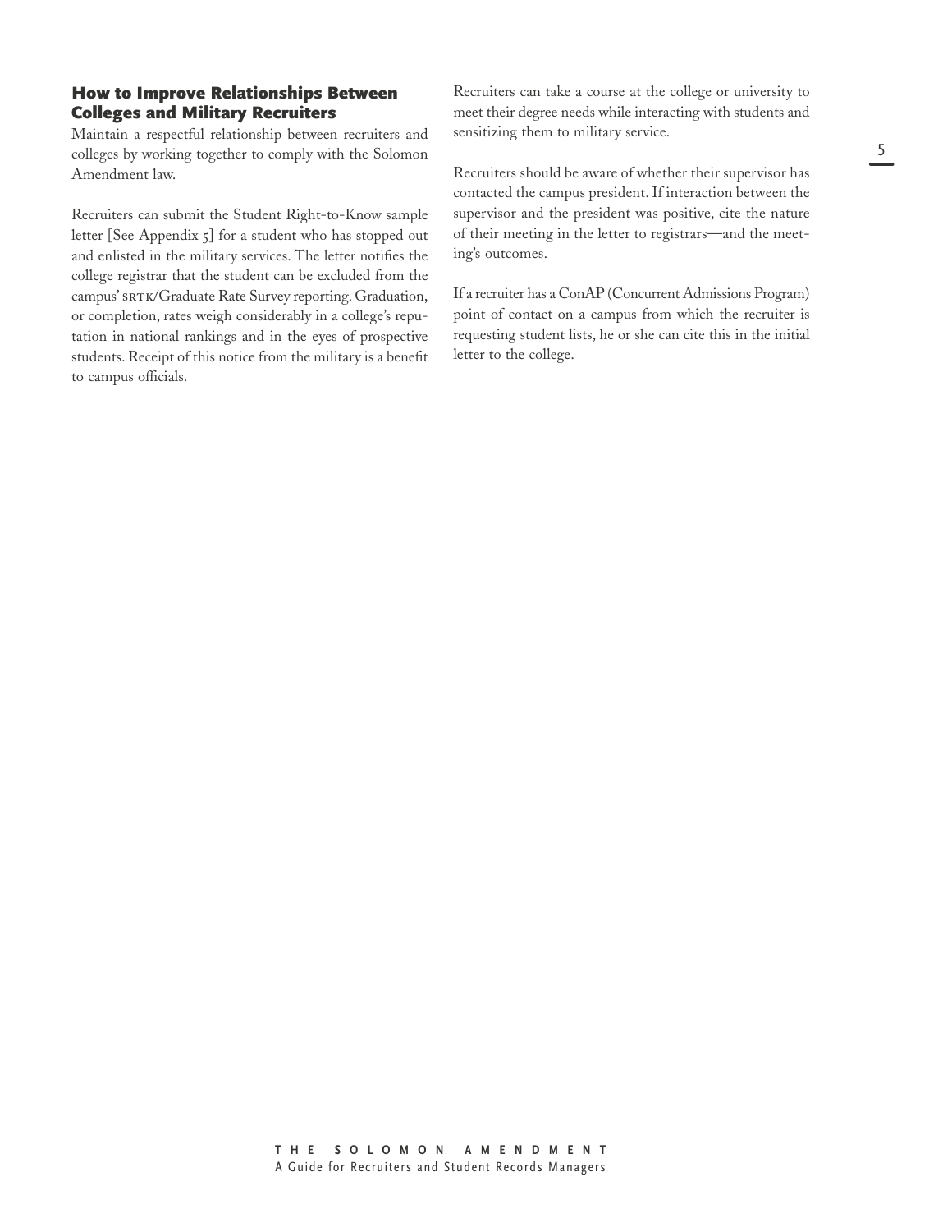### How to Improve Relationships Between Colleges and Military Recruiters

Maintain a respectful relationship between recruiters and colleges by working together to comply with the Solomon Amendment law.

Recruiters can submit the Student Right-to-Know sample letter [See Appendix 5] for a student who has stopped out and enlisted in the military services. The letter notifies the college registrar that the student can be excluded from the campus' SRTK/Graduate Rate Survey reporting. Graduation, or completion, rates weigh considerably in a college's reputation in national rankings and in the eyes of prospective students. Receipt of this notice from the military is a benefit to campus officials.

Recruiters can take a course at the college or university to meet their degree needs while interacting with students and sensitizing them to military service.

Recruiters should be aware of whether their supervisor has contacted the campus president. If interaction between the supervisor and the president was positive, cite the nature of their meeting in the letter to registrars—and the meeting's outcomes.

If a recruiter has a ConAP (Concurrent Admissions Program) point of contact on a campus from which the recruiter is requesting student lists, he or she can cite this in the initial letter to the college.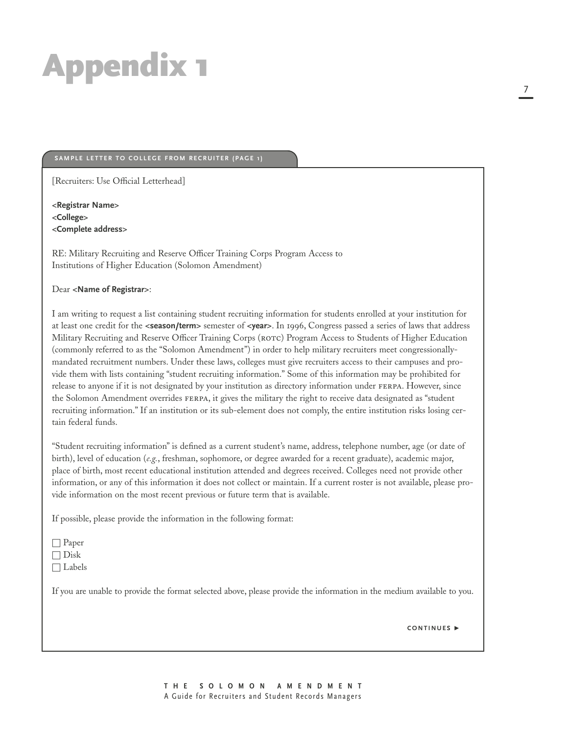# Appendix 1

**SAMPLE LETTER TO COLLEGE FROM RECRUITER (PAGE 1)**

[Recruiters: Use Official Letterhead]

**<Registrar Name>**
**<College>**
**<Complete address>**

RE: Military Recruiting and Reserve Officer Training Corps Program Access to Institutions of Higher Education (Solomon Amendment)

Dear **<Name of Registrar>**:

I am writing to request a list containing student recruiting information for students enrolled at your institution for at least one credit for the **<season/term>** semester of **<year>**. In 1996, Congress passed a series of laws that address Military Recruiting and Reserve Officer Training Corps (ROTC) Program Access to Students of Higher Education (commonly referred to as the "Solomon Amendment") in order to help military recruiters meet congressionally-mandated recruitment numbers. Under these laws, colleges must give recruiters access to their campuses and provide them with lists containing "student recruiting information." Some of this information may be prohibited for release to anyone if it is not designated by your institution as directory information under FERPA. However, since the Solomon Amendment overrides FERPA, it gives the military the right to receive data designated as "student recruiting information." If an institution or its sub-element does not comply, the entire institution risks losing certain federal funds.

"Student recruiting information" is defined as a current student's name, address, telephone number, age (or date of birth), level of education (*e.g.*, freshman, sophomore, or degree awarded for a recent graduate), academic major, place of birth, most recent educational institution attended and degrees received. Colleges need not provide other information, or any of this information it does not collect or maintain. If a current roster is not available, please provide information on the most recent previous or future term that is available.

If possible, please provide the information in the following format:

☐ Paper
☐ Disk
☐ Labels

If you are unable to provide the format selected above, please provide the information in the medium available to you.

CONTINUES ►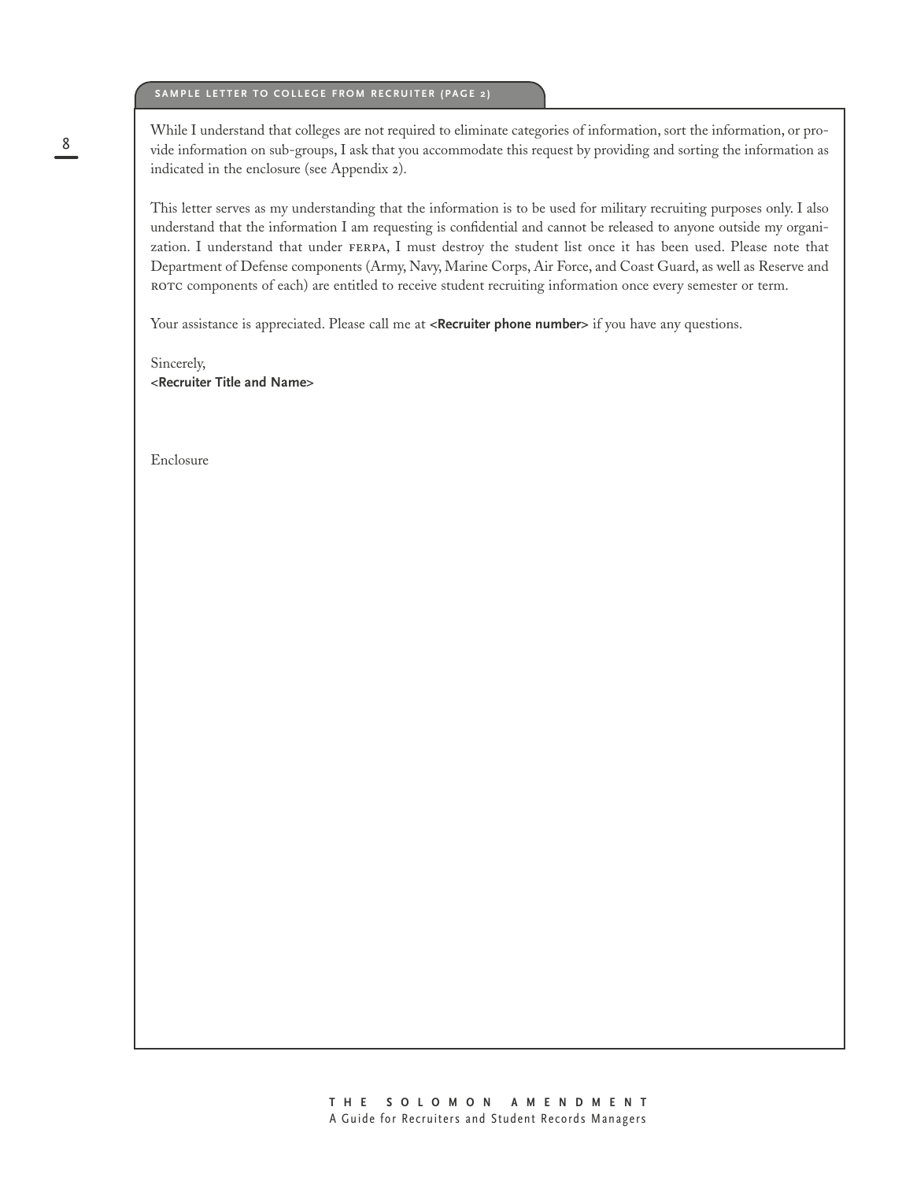#### SAMPLE LETTER TO COLLEGE FROM RECRUITER (PAGE 2)

While I understand that colleges are not required to eliminate categories of information, sort the information, or provide information on sub-groups, I ask that you accommodate this request by providing and sorting the information as indicated in the enclosure (see Appendix 2).

This letter serves as my understanding that the information is to be used for military recruiting purposes only. I also understand that the information I am requesting is confidential and cannot be released to anyone outside my organization. I understand that under FERPA, I must destroy the student list once it has been used. Please note that Department of Defense components (Army, Navy, Marine Corps, Air Force, and Coast Guard, as well as Reserve and ROTC components of each) are entitled to receive student recruiting information once every semester or term.

Your assistance is appreciated. Please call me at **<Recruiter phone number>** if you have any questions.

Sincerely,
**<Recruiter Title and Name>**

Enclosure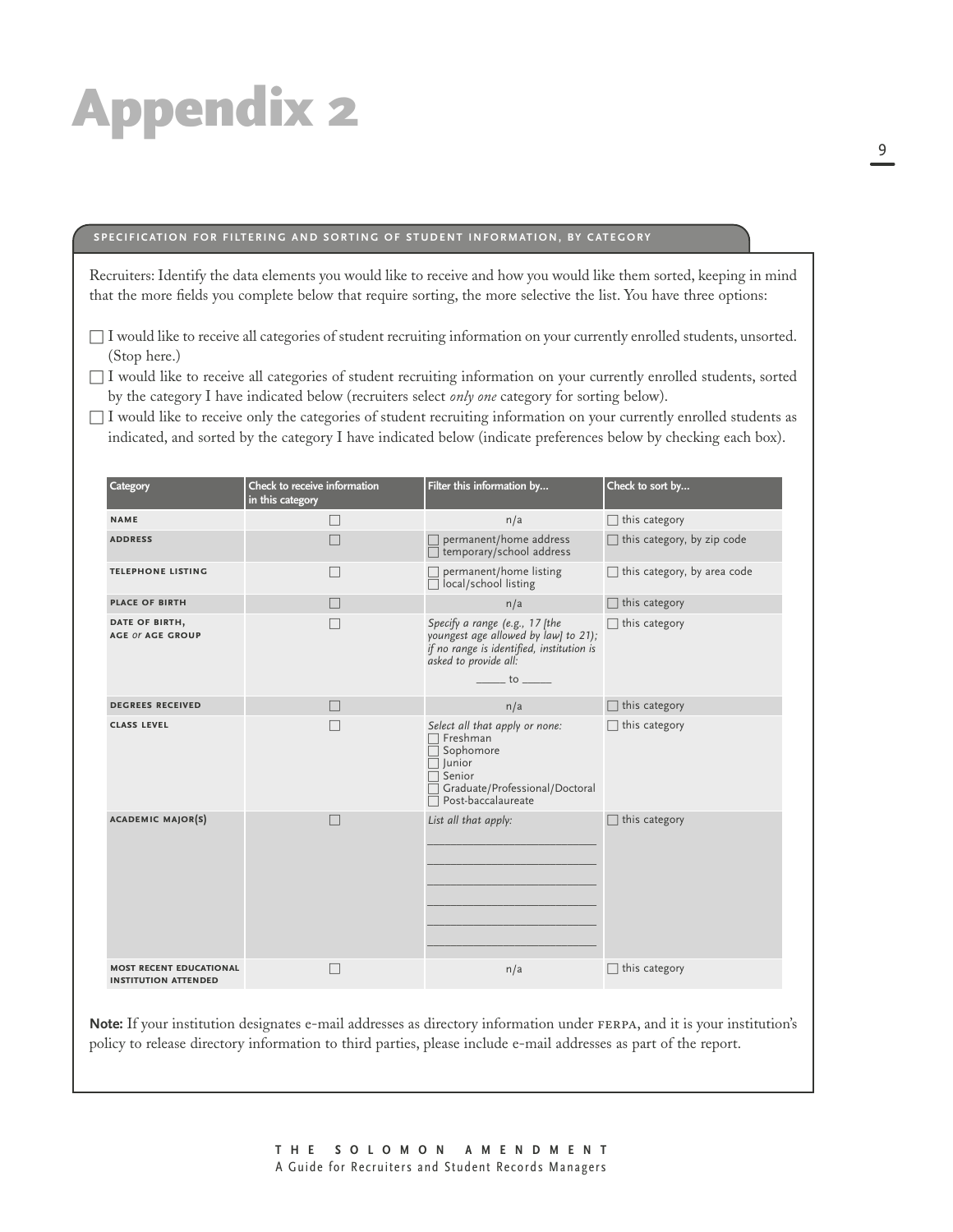# Appendix 2

## SPECIFICATION FOR FILTERING AND SORTING OF STUDENT INFORMATION, BY CATEGORY

Recruiters: Identify the data elements you would like to receive and how you would like them sorted, keeping in mind that the more fields you complete below that require sorting, the more selective the list. You have three options:

- ☐ I would like to receive all categories of student recruiting information on your currently enrolled students, unsorted. (Stop here.)
- ☐ I would like to receive all categories of student recruiting information on your currently enrolled students, sorted by the category I have indicated below (recruiters select *only one* category for sorting below).
- ☐ I would like to receive only the categories of student recruiting information on your currently enrolled students as indicated, and sorted by the category I have indicated below (indicate preferences below by checking each box).

| Category | Check to receive information in this category | Filter this information by... | Check to sort by... |
|---|---|---|---|
| NAME | ☐ | n/a | ☐ this category |
| ADDRESS | ☐ | ☐ permanent/home address<br>☐ temporary/school address | ☐ this category, by zip code |
| TELEPHONE LISTING | ☐ | ☐ permanent/home listing<br>☐ local/school listing | ☐ this category, by area code |
| PLACE OF BIRTH | ☐ | n/a | ☐ this category |
| DATE OF BIRTH, AGE *or* AGE GROUP | ☐ | *Specify a range (e.g., 17 [the youngest age allowed by law] to 21); if no range is identified, institution is asked to provide all:*<br>_____ to _____ | ☐ this category |
| DEGREES RECEIVED | ☐ | n/a | ☐ this category |
| CLASS LEVEL | ☐ | *Select all that apply or none:*<br>☐ Freshman<br>☐ Sophomore<br>☐ Junior<br>☐ Senior<br>☐ Graduate/Professional/Doctoral<br>☐ Post-baccalaureate | ☐ this category |
| ACADEMIC MAJOR(S) | ☐ | *List all that apply:*<br>_______________<br>_______________<br>_______________<br>_______________<br>_______________<br>_______________ | ☐ this category |
| MOST RECENT EDUCATIONAL INSTITUTION ATTENDED | ☐ | n/a | ☐ this category |

**Note:** If your institution designates e-mail addresses as directory information under FERPA, and it is your institution's policy to release directory information to third parties, please include e-mail addresses as part of the report.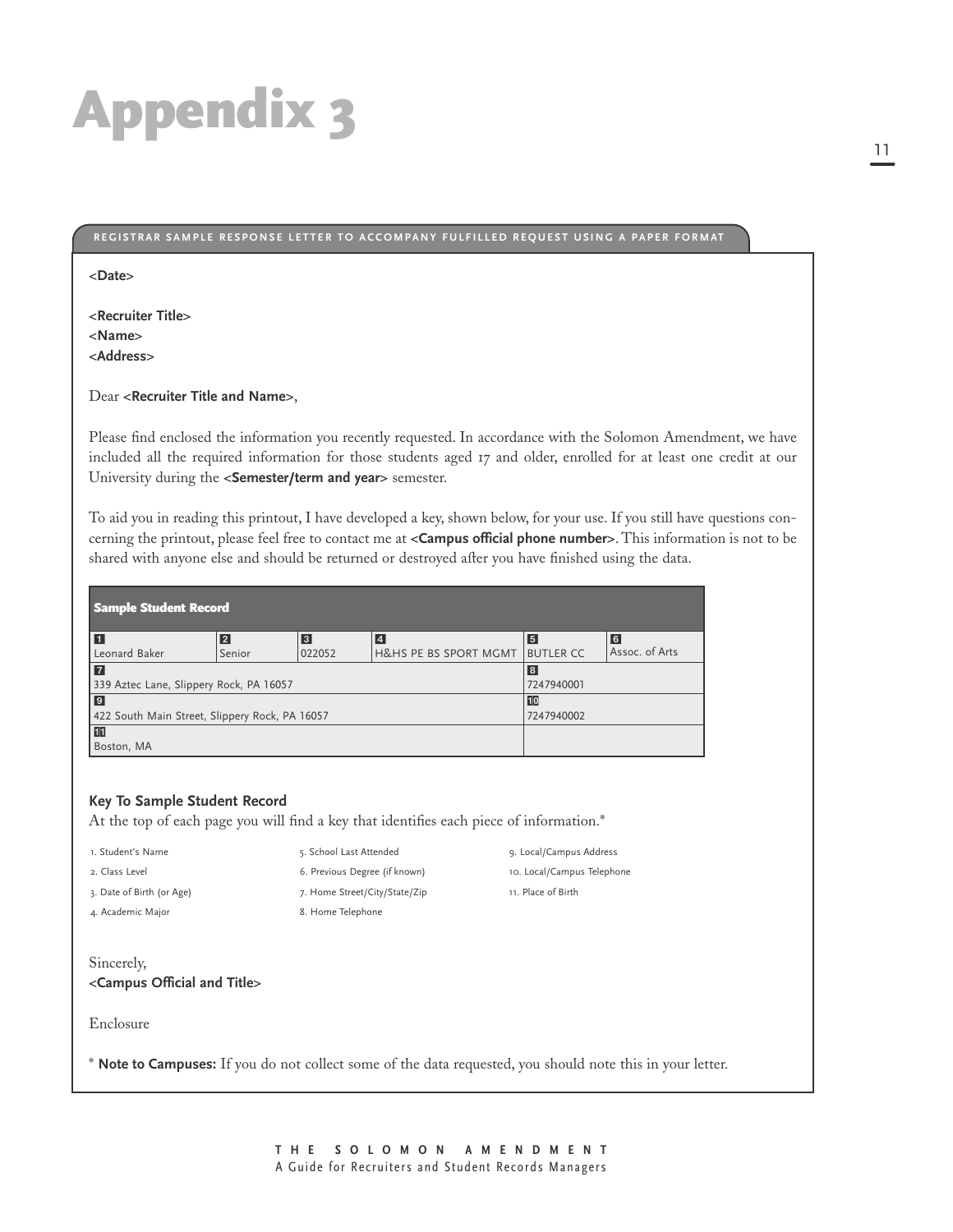# Appendix 3

REGISTRAR SAMPLE RESPONSE LETTER TO ACCOMPANY FULFILLED REQUEST USING A PAPER FORMAT

**<Date>**

**<Recruiter Title>**
**<Name>**
**<Address>**

Dear **<Recruiter Title and Name>**,

Please find enclosed the information you recently requested. In accordance with the Solomon Amendment, we have included all the required information for those students aged 17 and older, enrolled for at least one credit at our University during the **<Semester/term and year>** semester.

To aid you in reading this printout, I have developed a key, shown below, for your use. If you still have questions concerning the printout, please feel free to contact me at **<Campus official phone number>**. This information is not to be shared with anyone else and should be returned or destroyed after you have finished using the data.

| **Sample Student Record** | | | | | |
|---|---|---|---|---|---|
| 1 Leonard Baker | 2 Senior | 3 022052 | 4 H&HS PE BS SPORT MGMT | 5 BUTLER CC | 6 Assoc. of Arts |
| 7 339 Aztec Lane, Slippery Rock, PA 16057 | | | | 8 7247940001 | |
| 9 422 South Main Street, Slippery Rock, PA 16057 | | | | 10 7247940002 | |
| 11 Boston, MA | | | | | |

**Key To Sample Student Record**

At the top of each page you will find a key that identifies each piece of information.*

1. Student's Name
2. Class Level
3. Date of Birth (or Age)
4. Academic Major
5. School Last Attended
6. Previous Degree (if known)
7. Home Street/City/State/Zip
8. Home Telephone
9. Local/Campus Address
10. Local/Campus Telephone
11. Place of Birth

Sincerely,
**<Campus Official and Title>**

Enclosure

\* **Note to Campuses:** If you do not collect some of the data requested, you should note this in your letter.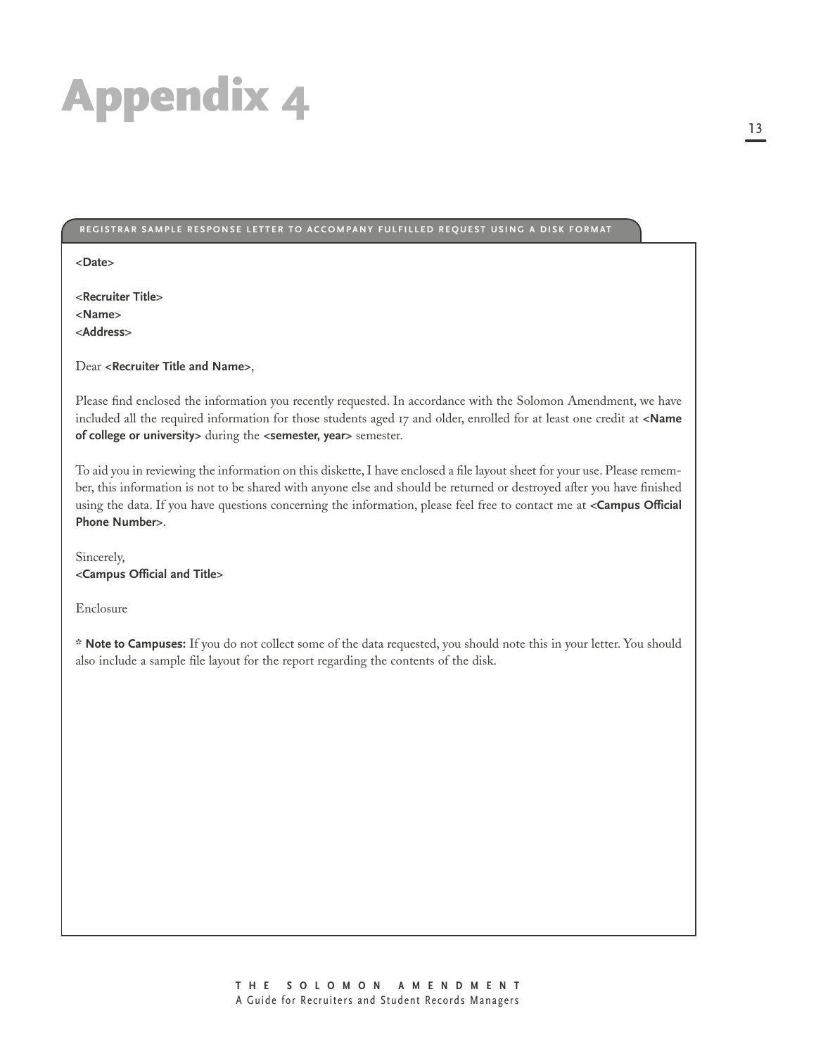# Appendix 4

## REGISTRAR SAMPLE RESPONSE LETTER TO ACCOMPANY FULFILLED REQUEST USING A DISK FORMAT

**<Date>**

**<Recruiter Title>**
**<Name>**
**<Address>**

Dear **<Recruiter Title and Name>**,

Please find enclosed the information you recently requested. In accordance with the Solomon Amendment, we have included all the required information for those students aged 17 and older, enrolled for at least one credit at **<Name of college or university>** during the **<semester, year>** semester.

To aid you in reviewing the information on this diskette, I have enclosed a file layout sheet for your use. Please remember, this information is not to be shared with anyone else and should be returned or destroyed after you have finished using the data. If you have questions concerning the information, please feel free to contact me at **<Campus Official Phone Number>**.

Sincerely,
**<Campus Official and Title>**

Enclosure

**\* Note to Campuses:** If you do not collect some of the data requested, you should note this in your letter. You should also include a sample file layout for the report regarding the contents of the disk.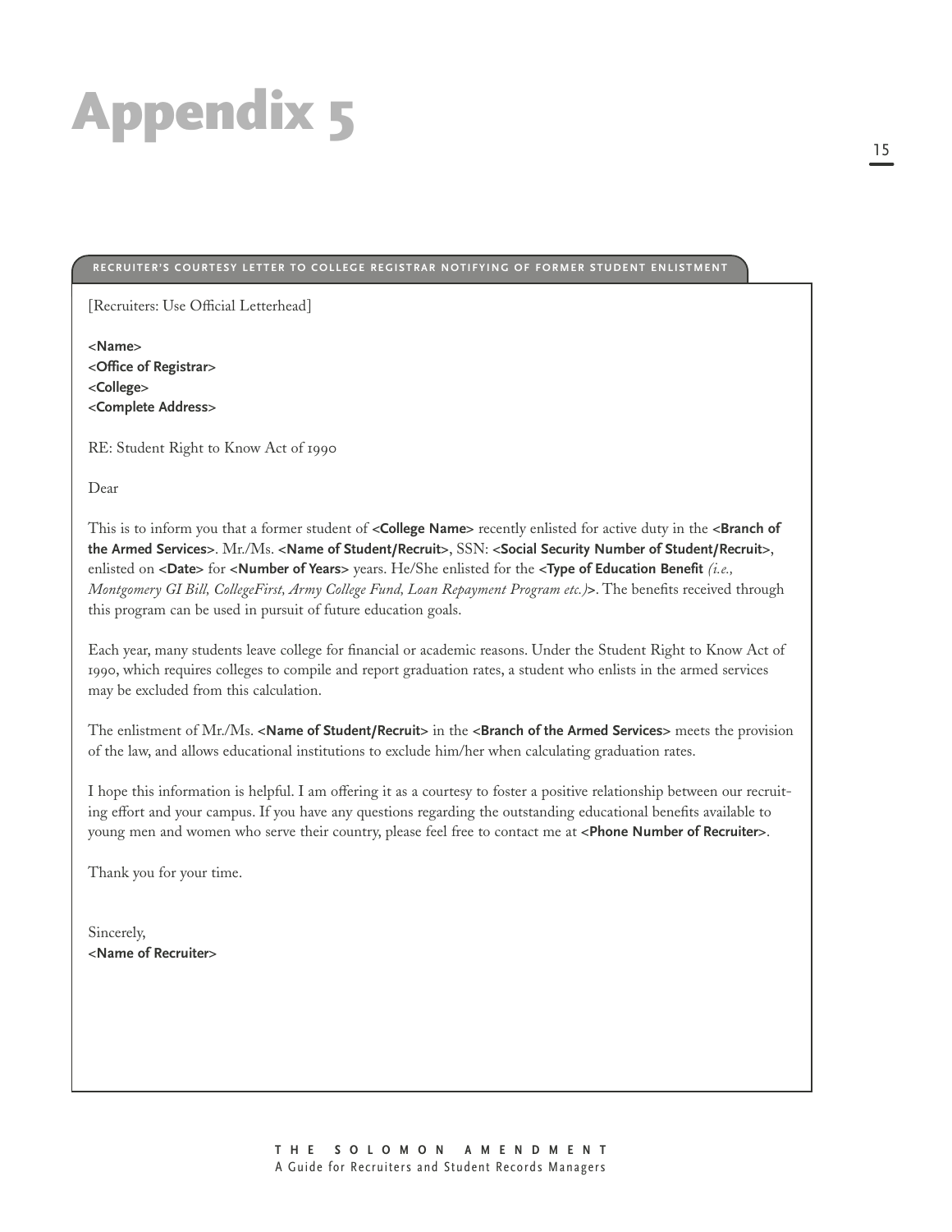# Appendix 5

**RECRUITER'S COURTESY LETTER TO COLLEGE REGISTRAR NOTIFYING OF FORMER STUDENT ENLISTMENT**

[Recruiters: Use Official Letterhead]

**<Name>**
**<Office of Registrar>**
**<College>**
**<Complete Address>**

RE: Student Right to Know Act of 1990

Dear

This is to inform you that a former student of **<College Name>** recently enlisted for active duty in the **<Branch of the Armed Services>**. Mr./Ms. **<Name of Student/Recruit>**, SSN: **<Social Security Number of Student/Recruit>**, enlisted on **<Date>** for **<Number of Years>** years. He/She enlisted for the **<Type of Education Benefit** *(i.e., Montgomery GI Bill, CollegeFirst, Army College Fund, Loan Repayment Program etc.)***>**. The benefits received through this program can be used in pursuit of future education goals.

Each year, many students leave college for financial or academic reasons. Under the Student Right to Know Act of 1990, which requires colleges to compile and report graduation rates, a student who enlists in the armed services may be excluded from this calculation.

The enlistment of Mr./Ms. **<Name of Student/Recruit>** in the **<Branch of the Armed Services>** meets the provision of the law, and allows educational institutions to exclude him/her when calculating graduation rates.

I hope this information is helpful. I am offering it as a courtesy to foster a positive relationship between our recruiting effort and your campus. If you have any questions regarding the outstanding educational benefits available to young men and women who serve their country, please feel free to contact me at **<Phone Number of Recruiter>**.

Thank you for your time.

Sincerely,
**<Name of Recruiter>**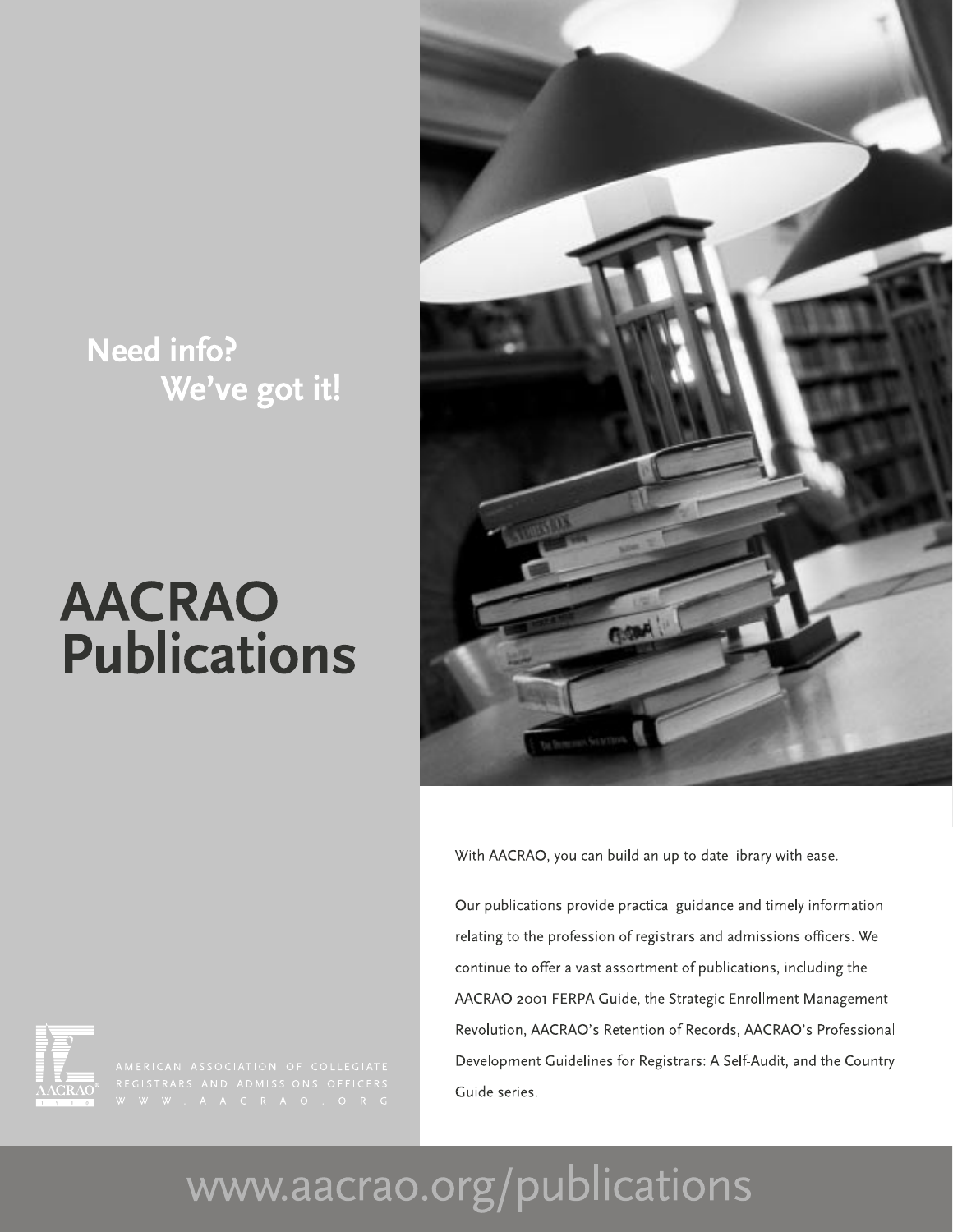**Need info?**
**We've got it!**

# AACRAO Publications

AMERICAN ASSOCIATION OF COLLEGIATE REGISTRARS AND ADMISSIONS OFFICERS
WWW.AACRAO.ORG

With AACRAO, you can build an up-to-date library with ease.

Our publications provide practical guidance and timely information relating to the profession of registrars and admissions officers. We continue to offer a vast assortment of publications, including the AACRAO 2001 FERPA Guide, the Strategic Enrollment Management Revolution, AACRAO's Retention of Records, AACRAO's Professional Development Guidelines for Registrars: A Self-Audit, and the Country Guide series.

www.aacrao.org/publications